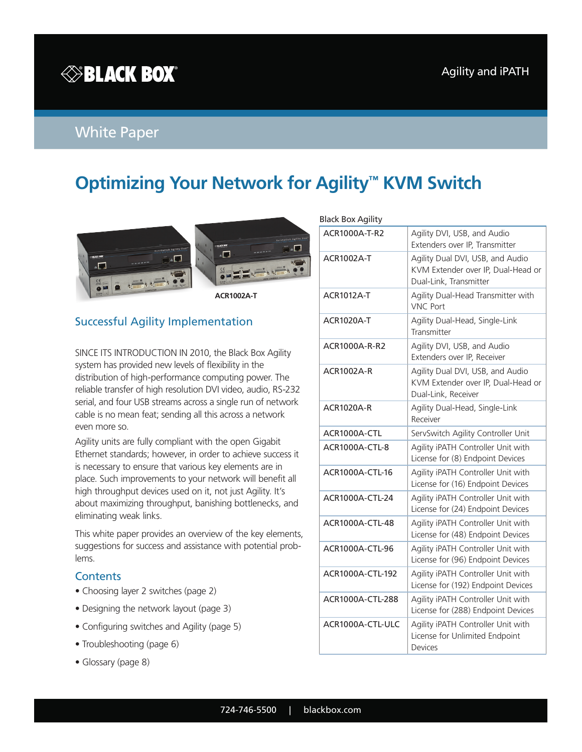Agility and iPATH

White Paper

# Optimizing Your Network for Agility™ KVM Switch

ACR1002A-T

## Successful Agility Implementation

SINCE ITS INTRODUCTION IN 2010, the Black Box Agility system has provided new levels of flexibility in the distribution of high-performance computing power. The reliable transfer of high resolution DVI video, audio, RS-232 serial, and four USB streams across a single run of network cable is no mean feat; sending all this across a network even more so.

Agility units are fully compliant with the open Gigabit Ethernet standards; however, in order to achieve success it is necessary to ensure that various key elements are in place. Such improvements to your network will benefit all high throughput devices used on it, not just Agility. It's about maximizing throughput, banishing bottlenecks, and eliminating weak links.

This white paper provides an overview of the key elements, suggestions for success and assistance with potential problems.

## Contents

- Choosing layer 2 switches (page 2)
- Designing the network layout (page 3)
- Configuring switches and Agility (page 5)
- Troubleshooting (page 6)
- Glossary (page 8)

Black Box Agility

| | |
|---|---|
| ACR1000A-T-R2 | Agility DVI, USB, and Audio Extenders over IP, Transmitter |
| ACR1002A-T | Agility Dual DVI, USB, and Audio KVM Extender over IP, Dual-Head or Dual-Link, Transmitter |
| ACR1012A-T | Agility Dual-Head Transmitter with VNC Port |
| ACR1020A-T | Agility Dual-Head, Single-Link Transmitter |
| ACR1000A-R-R2 | Agility DVI, USB, and Audio Extenders over IP, Receiver |
| ACR1002A-R | Agility Dual DVI, USB, and Audio KVM Extender over IP, Dual-Head or Dual-Link, Receiver |
| ACR1020A-R | Agility Dual-Head, Single-Link Receiver |
| ACR1000A-CTL | ServSwitch Agility Controller Unit |
| ACR1000A-CTL-8 | Agility iPATH Controller Unit with License for (8) Endpoint Devices |
| ACR1000A-CTL-16 | Agility iPATH Controller Unit with License for (16) Endpoint Devices |
| ACR1000A-CTL-24 | Agility iPATH Controller Unit with License for (24) Endpoint Devices |
| ACR1000A-CTL-48 | Agility iPATH Controller Unit with License for (48) Endpoint Devices |
| ACR1000A-CTL-96 | Agility iPATH Controller Unit with License for (96) Endpoint Devices |
| ACR1000A-CTL-192 | Agility iPATH Controller Unit with License for (192) Endpoint Devices |
| ACR1000A-CTL-288 | Agility iPATH Controller Unit with License for (288) Endpoint Devices |
| ACR1000A-CTL-ULC | Agility iPATH Controller Unit with License for Unlimited Endpoint Devices |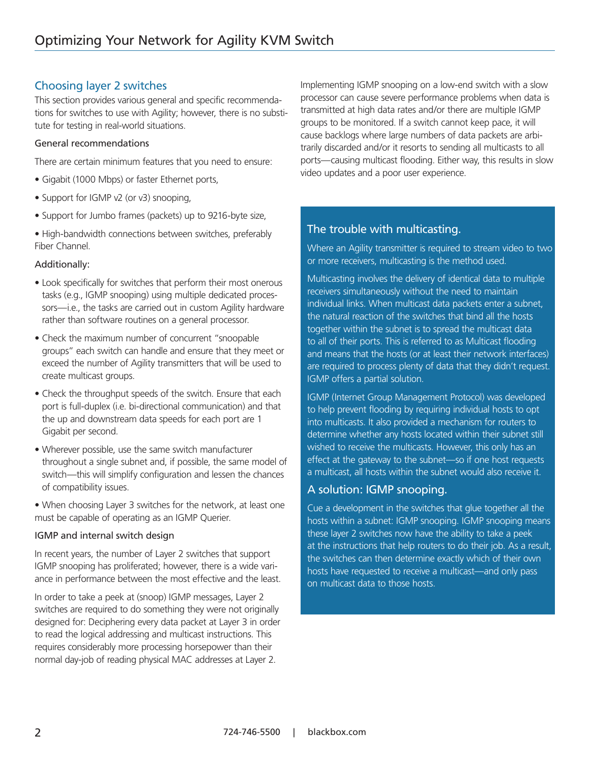## Choosing layer 2 switches

This section provides various general and specific recommendations for switches to use with Agility; however, there is no substitute for testing in real-world situations.

### General recommendations

There are certain minimum features that you need to ensure:

- Gigabit (1000 Mbps) or faster Ethernet ports,
- Support for IGMP v2 (or v3) snooping,
- Support for Jumbo frames (packets) up to 9216-byte size,
- High-bandwidth connections between switches, preferably Fiber Channel.

### Additionally:

- Look specifically for switches that perform their most onerous tasks (e.g., IGMP snooping) using multiple dedicated processors—i.e., the tasks are carried out in custom Agility hardware rather than software routines on a general processor.
- Check the maximum number of concurrent "snoopable groups" each switch can handle and ensure that they meet or exceed the number of Agility transmitters that will be used to create multicast groups.
- Check the throughput speeds of the switch. Ensure that each port is full-duplex (i.e. bi-directional communication) and that the up and downstream data speeds for each port are 1 Gigabit per second.
- Wherever possible, use the same switch manufacturer throughout a single subnet and, if possible, the same model of switch—this will simplify configuration and lessen the chances of compatibility issues.
- When choosing Layer 3 switches for the network, at least one must be capable of operating as an IGMP Querier.

### IGMP and internal switch design

In recent years, the number of Layer 2 switches that support IGMP snooping has proliferated; however, there is a wide variance in performance between the most effective and the least.

In order to take a peek at (snoop) IGMP messages, Layer 2 switches are required to do something they were not originally designed for: Deciphering every data packet at Layer 3 in order to read the logical addressing and multicast instructions. This requires considerably more processing horsepower than their normal day-job of reading physical MAC addresses at Layer 2.

Implementing IGMP snooping on a low-end switch with a slow processor can cause severe performance problems when data is transmitted at high data rates and/or there are multiple IGMP groups to be monitored. If a switch cannot keep pace, it will cause backlogs where large numbers of data packets are arbitrarily discarded and/or it resorts to sending all multicasts to all ports—causing multicast flooding. Either way, this results in slow video updates and a poor user experience.

### The trouble with multicasting.

Where an Agility transmitter is required to stream video to two or more receivers, multicasting is the method used.

Multicasting involves the delivery of identical data to multiple receivers simultaneously without the need to maintain individual links. When multicast data packets enter a subnet, the natural reaction of the switches that bind all the hosts together within the subnet is to spread the multicast data to all of their ports. This is referred to as Multicast flooding and means that the hosts (or at least their network interfaces) are required to process plenty of data that they didn't request. IGMP offers a partial solution.

IGMP (Internet Group Management Protocol) was developed to help prevent flooding by requiring individual hosts to opt into multicasts. It also provided a mechanism for routers to determine whether any hosts located within their subnet still wished to receive the multicasts. However, this only has an effect at the gateway to the subnet—so if one host requests a multicast, all hosts within the subnet would also receive it.

### A solution: IGMP snooping.

Cue a development in the switches that glue together all the hosts within a subnet: IGMP snooping. IGMP snooping means these layer 2 switches now have the ability to take a peek at the instructions that help routers to do their job. As a result, the switches can then determine exactly which of their own hosts have requested to receive a multicast—and only pass on multicast data to those hosts.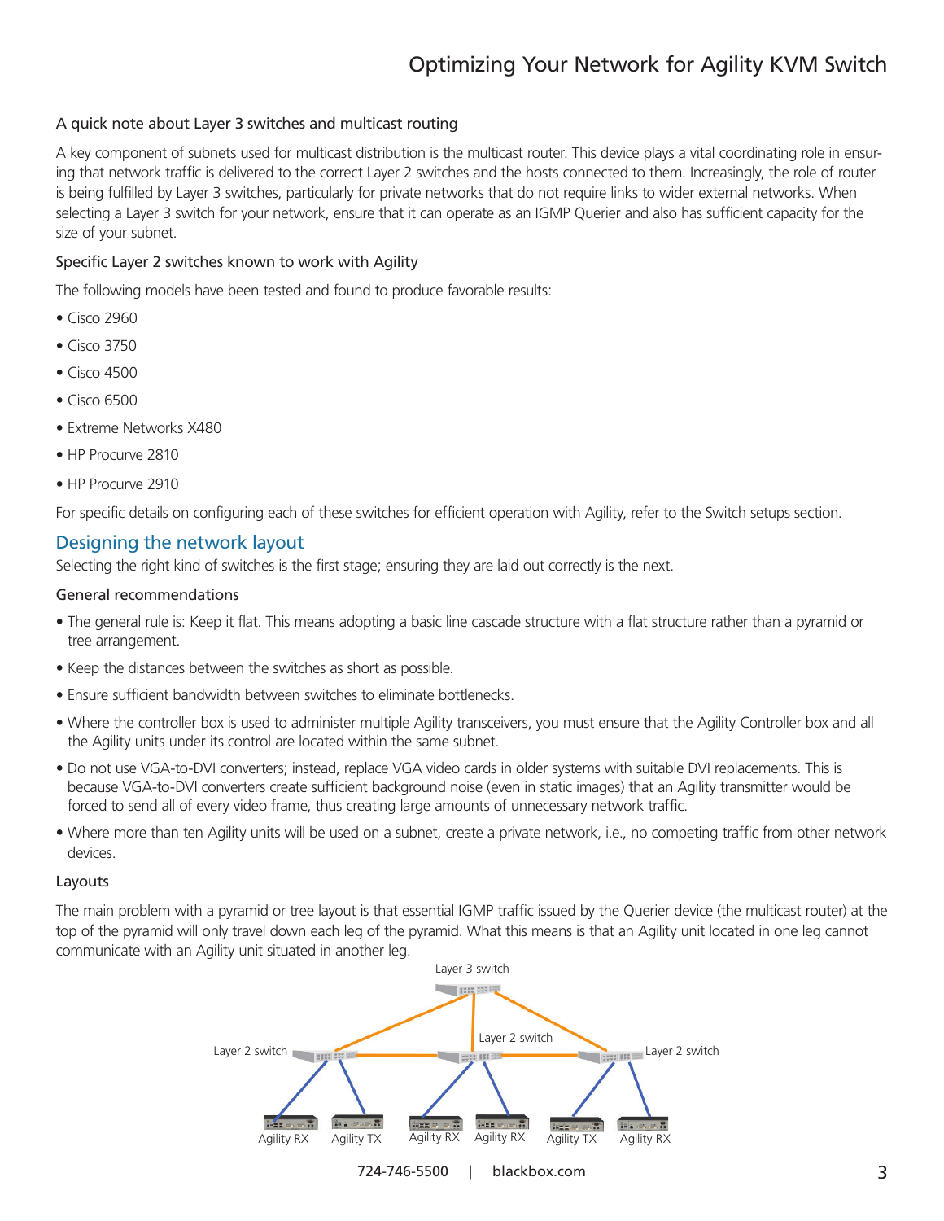### A quick note about Layer 3 switches and multicast routing

A key component of subnets used for multicast distribution is the multicast router. This device plays a vital coordinating role in ensuring that network traffic is delivered to the correct Layer 2 switches and the hosts connected to them. Increasingly, the role of router is being fulfilled by Layer 3 switches, particularly for private networks that do not require links to wider external networks. When selecting a Layer 3 switch for your network, ensure that it can operate as an IGMP Querier and also has sufficient capacity for the size of your subnet.

### Specific Layer 2 switches known to work with Agility

The following models have been tested and found to produce favorable results:

- Cisco 2960
- Cisco 3750
- Cisco 4500
- Cisco 6500
- Extreme Networks X480
- HP Procurve 2810
- HP Procurve 2910

For specific details on configuring each of these switches for efficient operation with Agility, refer to the Switch setups section.

## Designing the network layout

Selecting the right kind of switches is the first stage; ensuring they are laid out correctly is the next.

### General recommendations

- The general rule is: Keep it flat. This means adopting a basic line cascade structure with a flat structure rather than a pyramid or tree arrangement.
- Keep the distances between the switches as short as possible.
- Ensure sufficient bandwidth between switches to eliminate bottlenecks.
- Where the controller box is used to administer multiple Agility transceivers, you must ensure that the Agility Controller box and all the Agility units under its control are located within the same subnet.
- Do not use VGA-to-DVI converters; instead, replace VGA video cards in older systems with suitable DVI replacements. This is because VGA-to-DVI converters create sufficient background noise (even in static images) that an Agility transmitter would be forced to send all of every video frame, thus creating large amounts of unnecessary network traffic.
- Where more than ten Agility units will be used on a subnet, create a private network, i.e., no competing traffic from other network devices.

### Layouts

The main problem with a pyramid or tree layout is that essential IGMP traffic issued by the Querier device (the multicast router) at the top of the pyramid will only travel down each leg of the pyramid. What this means is that an Agility unit located in one leg cannot communicate with an Agility unit situated in another leg.

Layer 3 switch
Layer 2 switch
Layer 2 switch
Layer 2 switch
Agility RX
Agility TX
Agility RX
Agility RX
Agility TX
Agility RX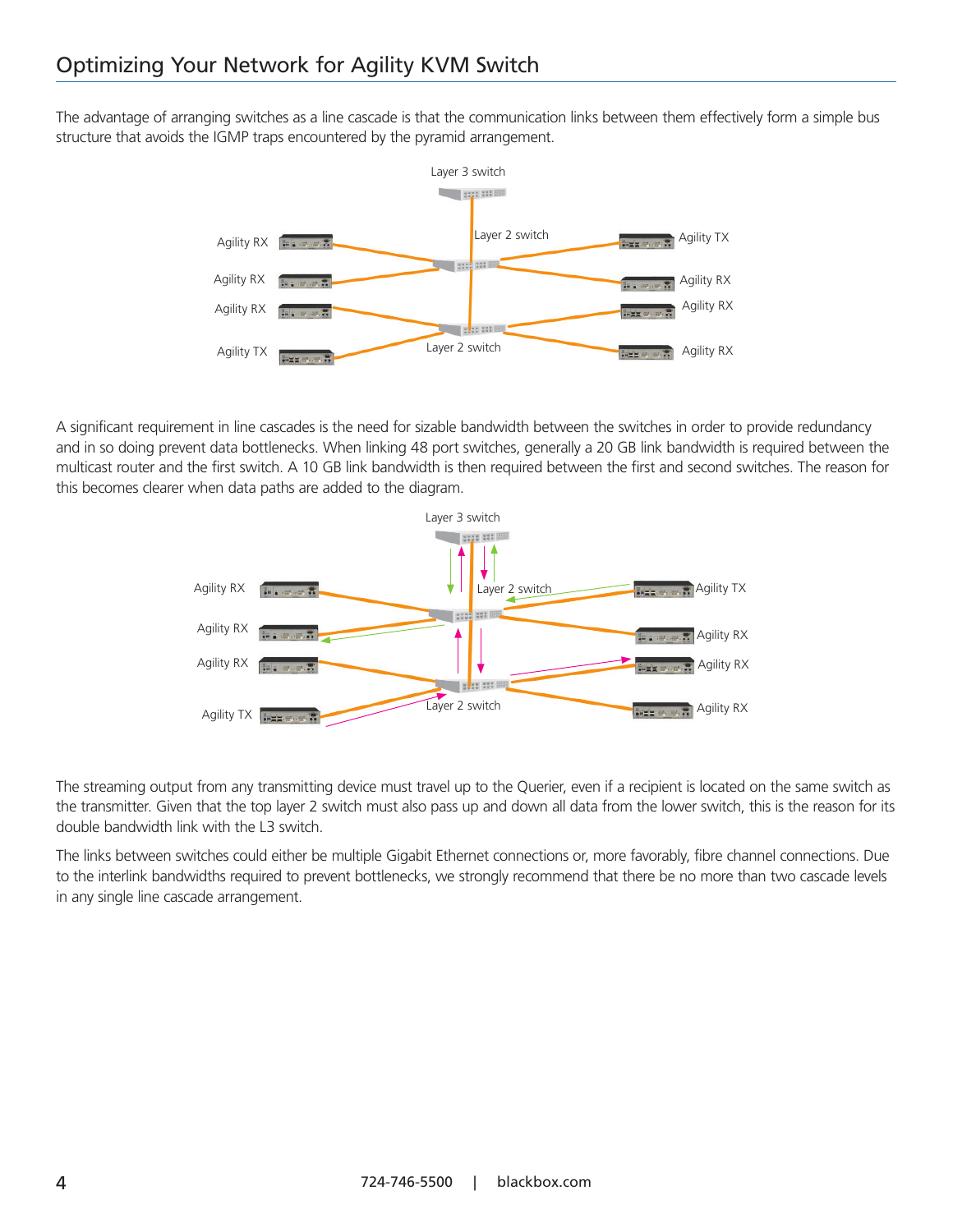The advantage of arranging switches as a line cascade is that the communication links between them effectively form a simple bus structure that avoids the IGMP traps encountered by the pyramid arrangement.

Layer 3 switch
Agility RX
Layer 2 switch
Agility TX
Agility RX
Agility RX
Agility RX
Agility RX
Agility TX
Layer 2 switch
Agility RX

A significant requirement in line cascades is the need for sizable bandwidth between the switches in order to provide redundancy and in so doing prevent data bottlenecks. When linking 48 port switches, generally a 20 GB link bandwidth is required between the multicast router and the first switch. A 10 GB link bandwidth is then required between the first and second switches. The reason for this becomes clearer when data paths are added to the diagram.

Layer 3 switch
Agility RX
Layer 2 switch
Agility TX
Agility RX
Agility RX
Agility RX
Agility RX
Agility TX
Layer 2 switch
Agility RX

The streaming output from any transmitting device must travel up to the Querier, even if a recipient is located on the same switch as the transmitter. Given that the top layer 2 switch must also pass up and down all data from the lower switch, this is the reason for its double bandwidth link with the L3 switch.

The links between switches could either be multiple Gigabit Ethernet connections or, more favorably, fibre channel connections. Due to the interlink bandwidths required to prevent bottlenecks, we strongly recommend that there be no more than two cascade levels in any single line cascade arrangement.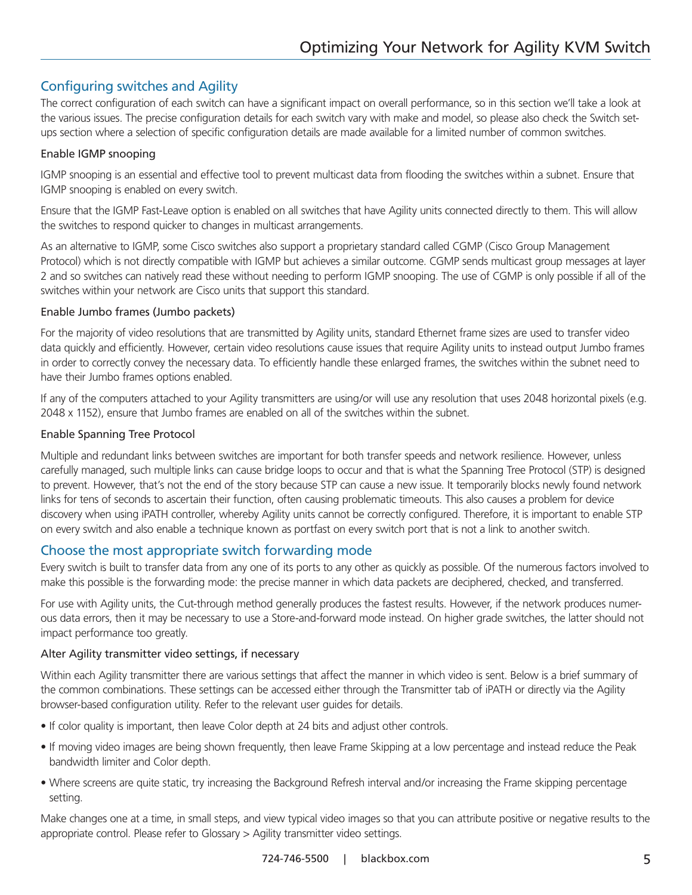## Configuring switches and Agility

The correct configuration of each switch can have a significant impact on overall performance, so in this section we'll take a look at the various issues. The precise configuration details for each switch vary with make and model, so please also check the Switch set-ups section where a selection of specific configuration details are made available for a limited number of common switches.

### Enable IGMP snooping

IGMP snooping is an essential and effective tool to prevent multicast data from flooding the switches within a subnet. Ensure that IGMP snooping is enabled on every switch.

Ensure that the IGMP Fast-Leave option is enabled on all switches that have Agility units connected directly to them. This will allow the switches to respond quicker to changes in multicast arrangements.

As an alternative to IGMP, some Cisco switches also support a proprietary standard called CGMP (Cisco Group Management Protocol) which is not directly compatible with IGMP but achieves a similar outcome. CGMP sends multicast group messages at layer 2 and so switches can natively read these without needing to perform IGMP snooping. The use of CGMP is only possible if all of the switches within your network are Cisco units that support this standard.

### Enable Jumbo frames (Jumbo packets)

For the majority of video resolutions that are transmitted by Agility units, standard Ethernet frame sizes are used to transfer video data quickly and efficiently. However, certain video resolutions cause issues that require Agility units to instead output Jumbo frames in order to correctly convey the necessary data. To efficiently handle these enlarged frames, the switches within the subnet need to have their Jumbo frames options enabled.

If any of the computers attached to your Agility transmitters are using/or will use any resolution that uses 2048 horizontal pixels (e.g. 2048 x 1152), ensure that Jumbo frames are enabled on all of the switches within the subnet.

### Enable Spanning Tree Protocol

Multiple and redundant links between switches are important for both transfer speeds and network resilience. However, unless carefully managed, such multiple links can cause bridge loops to occur and that is what the Spanning Tree Protocol (STP) is designed to prevent. However, that's not the end of the story because STP can cause a new issue. It temporarily blocks newly found network links for tens of seconds to ascertain their function, often causing problematic timeouts. This also causes a problem for device discovery when using iPATH controller, whereby Agility units cannot be correctly configured. Therefore, it is important to enable STP on every switch and also enable a technique known as portfast on every switch port that is not a link to another switch.

## Choose the most appropriate switch forwarding mode

Every switch is built to transfer data from any one of its ports to any other as quickly as possible. Of the numerous factors involved to make this possible is the forwarding mode: the precise manner in which data packets are deciphered, checked, and transferred.

For use with Agility units, the Cut-through method generally produces the fastest results. However, if the network produces numerous data errors, then it may be necessary to use a Store-and-forward mode instead. On higher grade switches, the latter should not impact performance too greatly.

### Alter Agility transmitter video settings, if necessary

Within each Agility transmitter there are various settings that affect the manner in which video is sent. Below is a brief summary of the common combinations. These settings can be accessed either through the Transmitter tab of iPATH or directly via the Agility browser-based configuration utility. Refer to the relevant user guides for details.

- If color quality is important, then leave Color depth at 24 bits and adjust other controls.
- If moving video images are being shown frequently, then leave Frame Skipping at a low percentage and instead reduce the Peak bandwidth limiter and Color depth.
- Where screens are quite static, try increasing the Background Refresh interval and/or increasing the Frame skipping percentage setting.

Make changes one at a time, in small steps, and view typical video images so that you can attribute positive or negative results to the appropriate control. Please refer to Glossary > Agility transmitter video settings.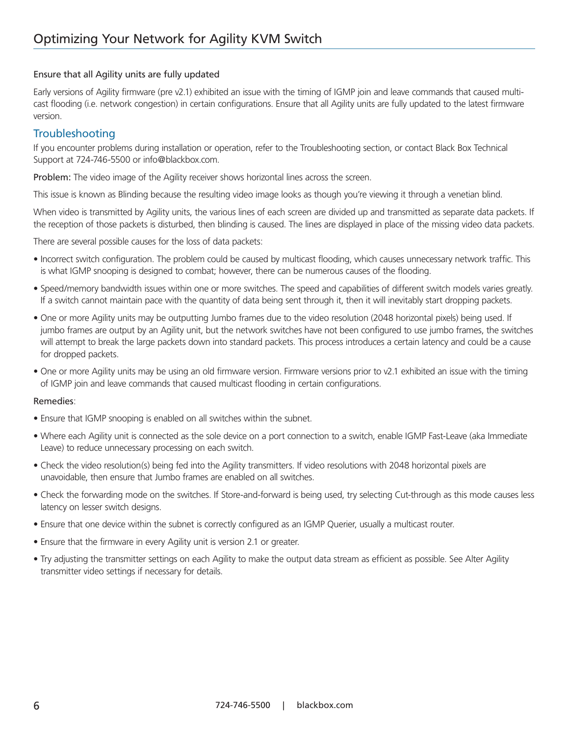#### Ensure that all Agility units are fully updated

Early versions of Agility firmware (pre v2.1) exhibited an issue with the timing of IGMP join and leave commands that caused multi-cast flooding (i.e. network congestion) in certain configurations. Ensure that all Agility units are fully updated to the latest firmware version.

## Troubleshooting

If you encounter problems during installation or operation, refer to the Troubleshooting section, or contact Black Box Technical Support at 724-746-5500 or info@blackbox.com.

**Problem:** The video image of the Agility receiver shows horizontal lines across the screen.

This issue is known as Blinding because the resulting video image looks as though you're viewing it through a venetian blind.

When video is transmitted by Agility units, the various lines of each screen are divided up and transmitted as separate data packets. If the reception of those packets is disturbed, then blinding is caused. The lines are displayed in place of the missing video data packets.

There are several possible causes for the loss of data packets:

- Incorrect switch configuration. The problem could be caused by multicast flooding, which causes unnecessary network traffic. This is what IGMP snooping is designed to combat; however, there can be numerous causes of the flooding.
- Speed/memory bandwidth issues within one or more switches. The speed and capabilities of different switch models varies greatly. If a switch cannot maintain pace with the quantity of data being sent through it, then it will inevitably start dropping packets.
- One or more Agility units may be outputting Jumbo frames due to the video resolution (2048 horizontal pixels) being used. If jumbo frames are output by an Agility unit, but the network switches have not been configured to use jumbo frames, the switches will attempt to break the large packets down into standard packets. This process introduces a certain latency and could be a cause for dropped packets.
- One or more Agility units may be using an old firmware version. Firmware versions prior to v2.1 exhibited an issue with the timing of IGMP join and leave commands that caused multicast flooding in certain configurations.

**Remedies**:

- Ensure that IGMP snooping is enabled on all switches within the subnet.
- Where each Agility unit is connected as the sole device on a port connection to a switch, enable IGMP Fast-Leave (aka Immediate Leave) to reduce unnecessary processing on each switch.
- Check the video resolution(s) being fed into the Agility transmitters. If video resolutions with 2048 horizontal pixels are unavoidable, then ensure that Jumbo frames are enabled on all switches.
- Check the forwarding mode on the switches. If Store-and-forward is being used, try selecting Cut-through as this mode causes less latency on lesser switch designs.
- Ensure that one device within the subnet is correctly configured as an IGMP Querier, usually a multicast router.
- Ensure that the firmware in every Agility unit is version 2.1 or greater.
- Try adjusting the transmitter settings on each Agility to make the output data stream as efficient as possible. See Alter Agility transmitter video settings if necessary for details.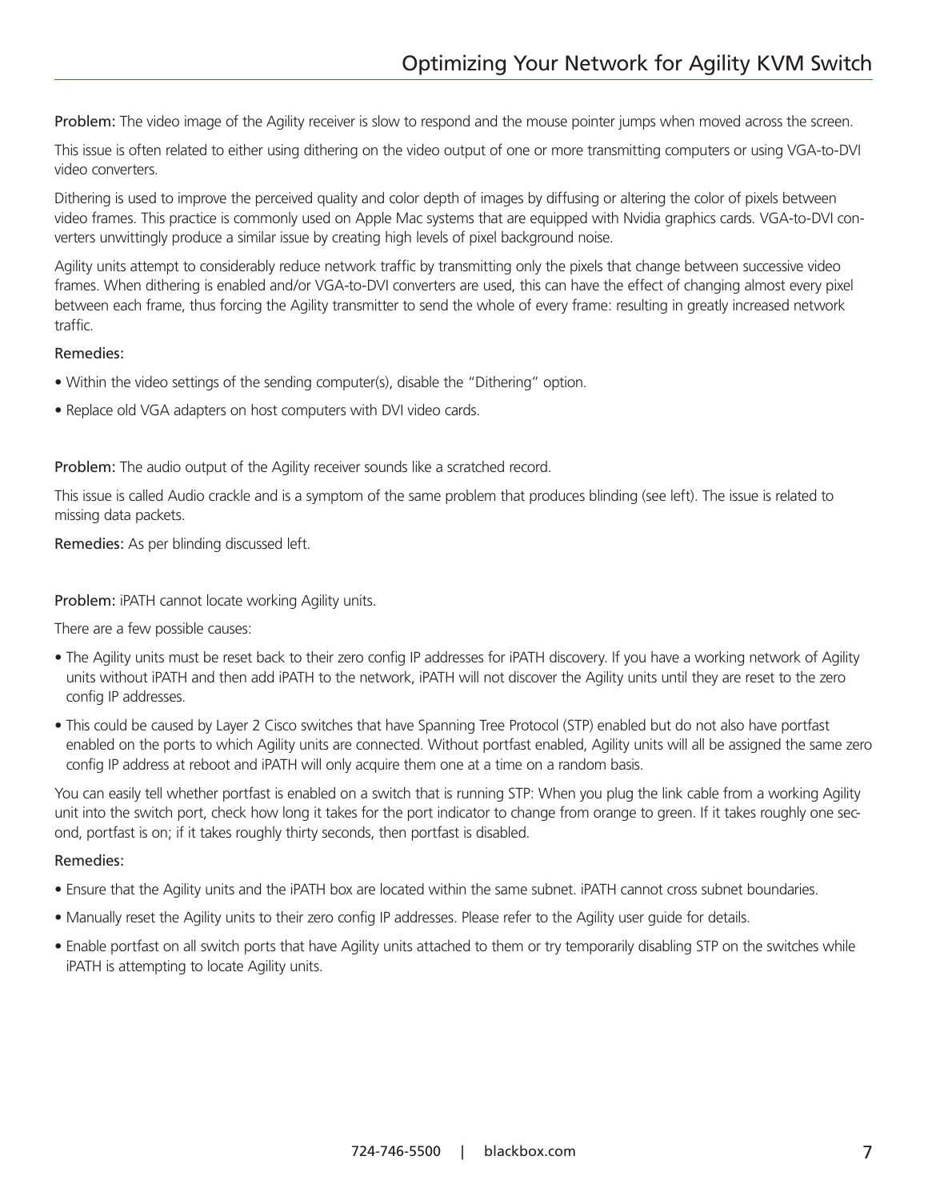**Problem:** The video image of the Agility receiver is slow to respond and the mouse pointer jumps when moved across the screen.

This issue is often related to either using dithering on the video output of one or more transmitting computers or using VGA-to-DVI video converters.

Dithering is used to improve the perceived quality and color depth of images by diffusing or altering the color of pixels between video frames. This practice is commonly used on Apple Mac systems that are equipped with Nvidia graphics cards. VGA-to-DVI converters unwittingly produce a similar issue by creating high levels of pixel background noise.

Agility units attempt to considerably reduce network traffic by transmitting only the pixels that change between successive video frames. When dithering is enabled and/or VGA-to-DVI converters are used, this can have the effect of changing almost every pixel between each frame, thus forcing the Agility transmitter to send the whole of every frame: resulting in greatly increased network traffic.

**Remedies:**

- Within the video settings of the sending computer(s), disable the "Dithering" option.
- Replace old VGA adapters on host computers with DVI video cards.

**Problem:** The audio output of the Agility receiver sounds like a scratched record.

This issue is called Audio crackle and is a symptom of the same problem that produces blinding (see left). The issue is related to missing data packets.

**Remedies:** As per blinding discussed left.

**Problem:** iPATH cannot locate working Agility units.

There are a few possible causes:

- The Agility units must be reset back to their zero config IP addresses for iPATH discovery. If you have a working network of Agility units without iPATH and then add iPATH to the network, iPATH will not discover the Agility units until they are reset to the zero config IP addresses.
- This could be caused by Layer 2 Cisco switches that have Spanning Tree Protocol (STP) enabled but do not also have portfast enabled on the ports to which Agility units are connected. Without portfast enabled, Agility units will all be assigned the same zero config IP address at reboot and iPATH will only acquire them one at a time on a random basis.

You can easily tell whether portfast is enabled on a switch that is running STP: When you plug the link cable from a working Agility unit into the switch port, check how long it takes for the port indicator to change from orange to green. If it takes roughly one second, portfast is on; if it takes roughly thirty seconds, then portfast is disabled.

**Remedies:**

- Ensure that the Agility units and the iPATH box are located within the same subnet. iPATH cannot cross subnet boundaries.
- Manually reset the Agility units to their zero config IP addresses. Please refer to the Agility user guide for details.
- Enable portfast on all switch ports that have Agility units attached to them or try temporarily disabling STP on the switches while iPATH is attempting to locate Agility units.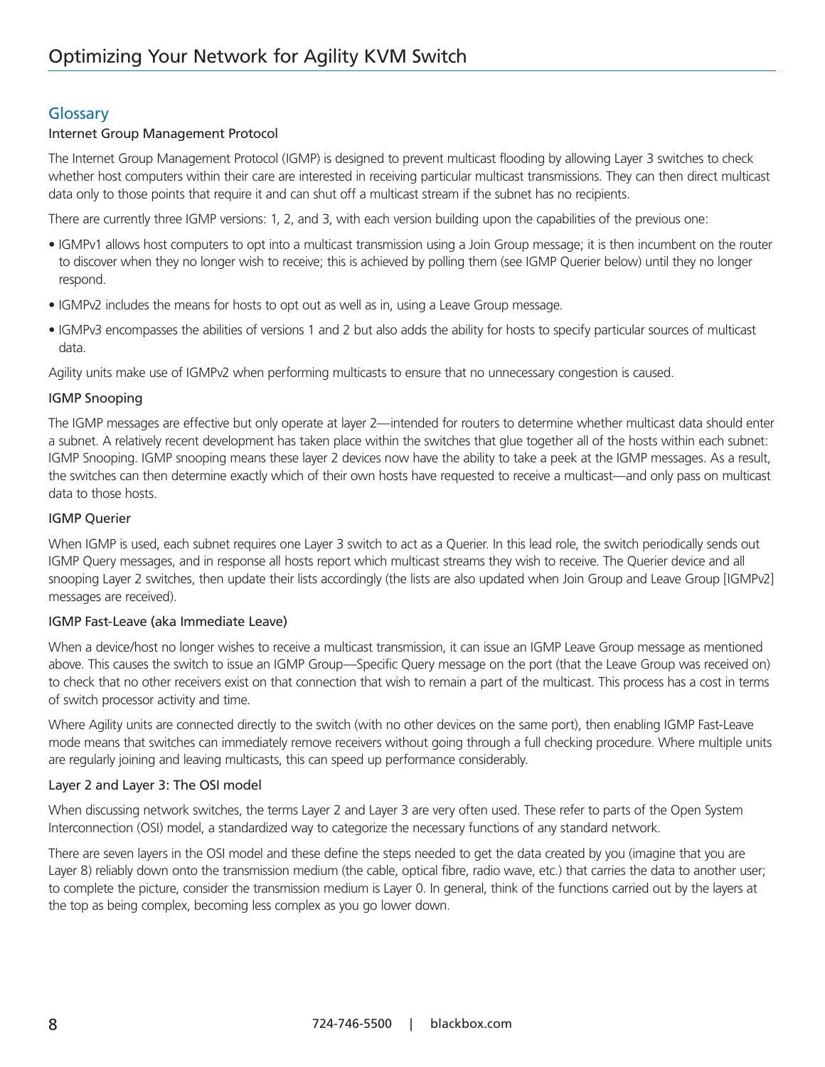## Glossary

### Internet Group Management Protocol

The Internet Group Management Protocol (IGMP) is designed to prevent multicast flooding by allowing Layer 3 switches to check whether host computers within their care are interested in receiving particular multicast transmissions. They can then direct multicast data only to those points that require it and can shut off a multicast stream if the subnet has no recipients.

There are currently three IGMP versions: 1, 2, and 3, with each version building upon the capabilities of the previous one:

- IGMPv1 allows host computers to opt into a multicast transmission using a Join Group message; it is then incumbent on the router to discover when they no longer wish to receive; this is achieved by polling them (see IGMP Querier below) until they no longer respond.
- IGMPv2 includes the means for hosts to opt out as well as in, using a Leave Group message.
- IGMPv3 encompasses the abilities of versions 1 and 2 but also adds the ability for hosts to specify particular sources of multicast data.

Agility units make use of IGMPv2 when performing multicasts to ensure that no unnecessary congestion is caused.

### IGMP Snooping

The IGMP messages are effective but only operate at layer 2—intended for routers to determine whether multicast data should enter a subnet. A relatively recent development has taken place within the switches that glue together all of the hosts within each subnet: IGMP Snooping. IGMP snooping means these layer 2 devices now have the ability to take a peek at the IGMP messages. As a result, the switches can then determine exactly which of their own hosts have requested to receive a multicast—and only pass on multicast data to those hosts.

### IGMP Querier

When IGMP is used, each subnet requires one Layer 3 switch to act as a Querier. In this lead role, the switch periodically sends out IGMP Query messages, and in response all hosts report which multicast streams they wish to receive. The Querier device and all snooping Layer 2 switches, then update their lists accordingly (the lists are also updated when Join Group and Leave Group [IGMPv2] messages are received).

### IGMP Fast-Leave (aka Immediate Leave)

When a device/host no longer wishes to receive a multicast transmission, it can issue an IGMP Leave Group message as mentioned above. This causes the switch to issue an IGMP Group—Specific Query message on the port (that the Leave Group was received on) to check that no other receivers exist on that connection that wish to remain a part of the multicast. This process has a cost in terms of switch processor activity and time.

Where Agility units are connected directly to the switch (with no other devices on the same port), then enabling IGMP Fast-Leave mode means that switches can immediately remove receivers without going through a full checking procedure. Where multiple units are regularly joining and leaving multicasts, this can speed up performance considerably.

### Layer 2 and Layer 3: The OSI model

When discussing network switches, the terms Layer 2 and Layer 3 are very often used. These refer to parts of the Open System Interconnection (OSI) model, a standardized way to categorize the necessary functions of any standard network.

There are seven layers in the OSI model and these define the steps needed to get the data created by you (imagine that you are Layer 8) reliably down onto the transmission medium (the cable, optical fibre, radio wave, etc.) that carries the data to another user; to complete the picture, consider the transmission medium is Layer 0. In general, think of the functions carried out by the layers at the top as being complex, becoming less complex as you go lower down.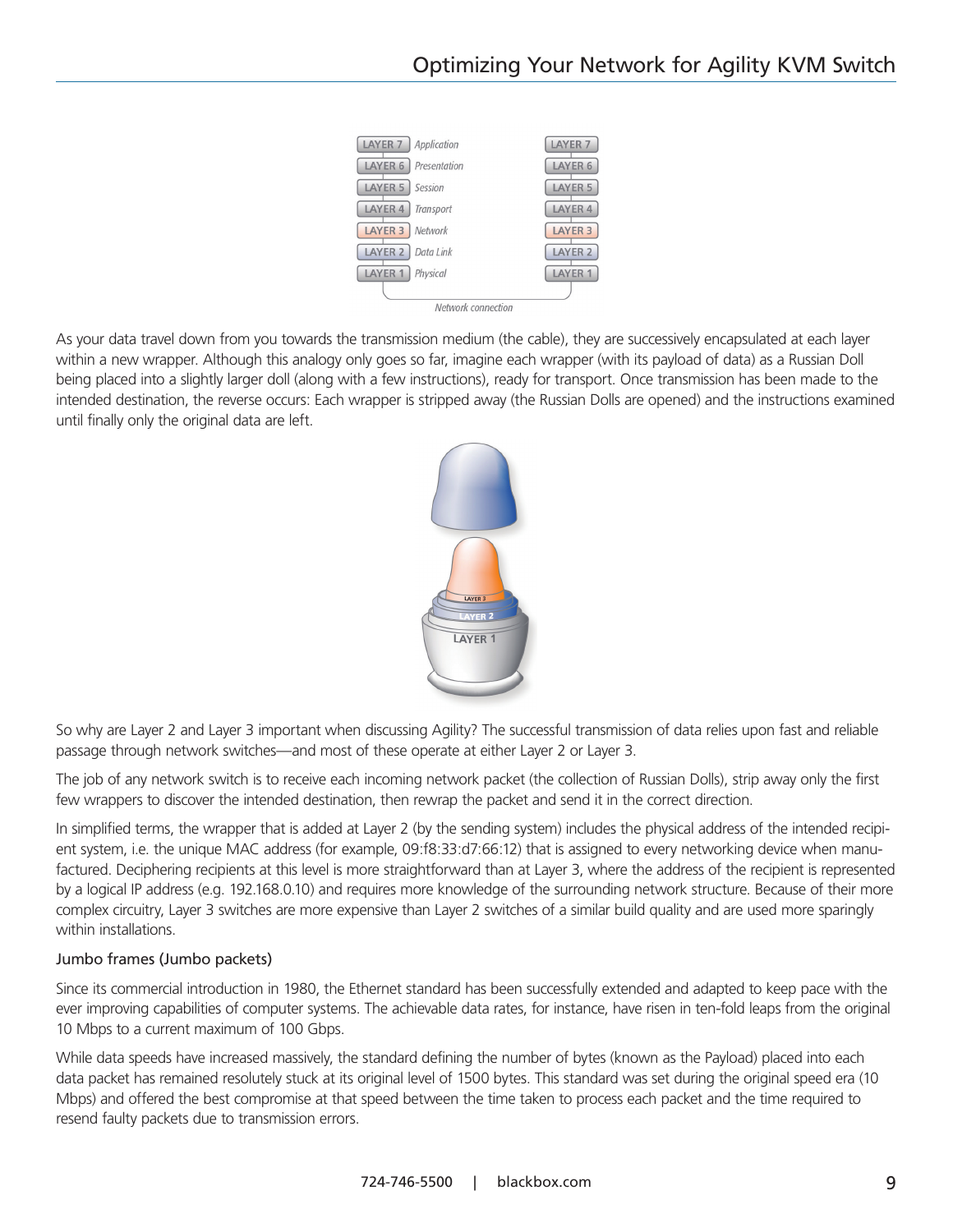LAYER 7 Application
LAYER 6 Presentation
LAYER 5 Session
LAYER 4 Transport
LAYER 3 Network
LAYER 2 Data Link
LAYER 1 Physical

LAYER 7
LAYER 6
LAYER 5
LAYER 4
LAYER 3
LAYER 2
LAYER 1

Network connection

As your data travel down from you towards the transmission medium (the cable), they are successively encapsulated at each layer within a new wrapper. Although this analogy only goes so far, imagine each wrapper (with its payload of data) as a Russian Doll being placed into a slightly larger doll (along with a few instructions), ready for transport. Once transmission has been made to the intended destination, the reverse occurs: Each wrapper is stripped away (the Russian Dolls are opened) and the instructions examined until finally only the original data are left.

LAYER 3
LAYER 2
LAYER 1

So why are Layer 2 and Layer 3 important when discussing Agility? The successful transmission of data relies upon fast and reliable passage through network switches—and most of these operate at either Layer 2 or Layer 3.

The job of any network switch is to receive each incoming network packet (the collection of Russian Dolls), strip away only the first few wrappers to discover the intended destination, then rewrap the packet and send it in the correct direction.

In simplified terms, the wrapper that is added at Layer 2 (by the sending system) includes the physical address of the intended recipient system, i.e. the unique MAC address (for example, 09:f8:33:d7:66:12) that is assigned to every networking device when manufactured. Deciphering recipients at this level is more straightforward than at Layer 3, where the address of the recipient is represented by a logical IP address (e.g. 192.168.0.10) and requires more knowledge of the surrounding network structure. Because of their more complex circuitry, Layer 3 switches are more expensive than Layer 2 switches of a similar build quality and are used more sparingly within installations.

### Jumbo frames (Jumbo packets)

Since its commercial introduction in 1980, the Ethernet standard has been successfully extended and adapted to keep pace with the ever improving capabilities of computer systems. The achievable data rates, for instance, have risen in ten-fold leaps from the original 10 Mbps to a current maximum of 100 Gbps.

While data speeds have increased massively, the standard defining the number of bytes (known as the Payload) placed into each data packet has remained resolutely stuck at its original level of 1500 bytes. This standard was set during the original speed era (10 Mbps) and offered the best compromise at that speed between the time taken to process each packet and the time required to resend faulty packets due to transmission errors.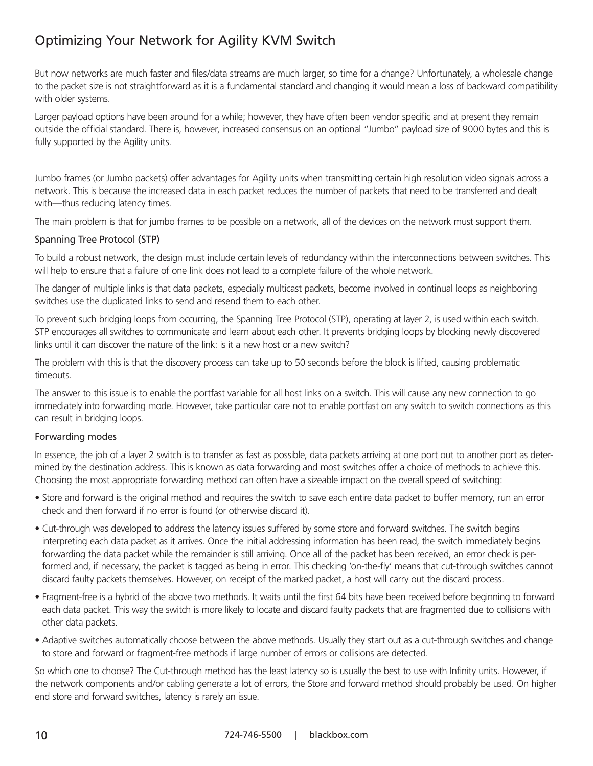But now networks are much faster and files/data streams are much larger, so time for a change? Unfortunately, a wholesale change to the packet size is not straightforward as it is a fundamental standard and changing it would mean a loss of backward compatibility with older systems.

Larger payload options have been around for a while; however, they have often been vendor specific and at present they remain outside the official standard. There is, however, increased consensus on an optional "Jumbo" payload size of 9000 bytes and this is fully supported by the Agility units.

Jumbo frames (or Jumbo packets) offer advantages for Agility units when transmitting certain high resolution video signals across a network. This is because the increased data in each packet reduces the number of packets that need to be transferred and dealt with—thus reducing latency times.

The main problem is that for jumbo frames to be possible on a network, all of the devices on the network must support them.

### Spanning Tree Protocol (STP)

To build a robust network, the design must include certain levels of redundancy within the interconnections between switches. This will help to ensure that a failure of one link does not lead to a complete failure of the whole network.

The danger of multiple links is that data packets, especially multicast packets, become involved in continual loops as neighboring switches use the duplicated links to send and resend them to each other.

To prevent such bridging loops from occurring, the Spanning Tree Protocol (STP), operating at layer 2, is used within each switch. STP encourages all switches to communicate and learn about each other. It prevents bridging loops by blocking newly discovered links until it can discover the nature of the link: is it a new host or a new switch?

The problem with this is that the discovery process can take up to 50 seconds before the block is lifted, causing problematic timeouts.

The answer to this issue is to enable the portfast variable for all host links on a switch. This will cause any new connection to go immediately into forwarding mode. However, take particular care not to enable portfast on any switch to switch connections as this can result in bridging loops.

### Forwarding modes

In essence, the job of a layer 2 switch is to transfer as fast as possible, data packets arriving at one port out to another port as determined by the destination address. This is known as data forwarding and most switches offer a choice of methods to achieve this. Choosing the most appropriate forwarding method can often have a sizeable impact on the overall speed of switching:

- Store and forward is the original method and requires the switch to save each entire data packet to buffer memory, run an error check and then forward if no error is found (or otherwise discard it).
- Cut-through was developed to address the latency issues suffered by some store and forward switches. The switch begins interpreting each data packet as it arrives. Once the initial addressing information has been read, the switch immediately begins forwarding the data packet while the remainder is still arriving. Once all of the packet has been received, an error check is performed and, if necessary, the packet is tagged as being in error. This checking 'on-the-fly' means that cut-through switches cannot discard faulty packets themselves. However, on receipt of the marked packet, a host will carry out the discard process.
- Fragment-free is a hybrid of the above two methods. It waits until the first 64 bits have been received before beginning to forward each data packet. This way the switch is more likely to locate and discard faulty packets that are fragmented due to collisions with other data packets.
- Adaptive switches automatically choose between the above methods. Usually they start out as a cut-through switches and change to store and forward or fragment-free methods if large number of errors or collisions are detected.

So which one to choose? The Cut-through method has the least latency so is usually the best to use with Infinity units. However, if the network components and/or cabling generate a lot of errors, the Store and forward method should probably be used. On higher end store and forward switches, latency is rarely an issue.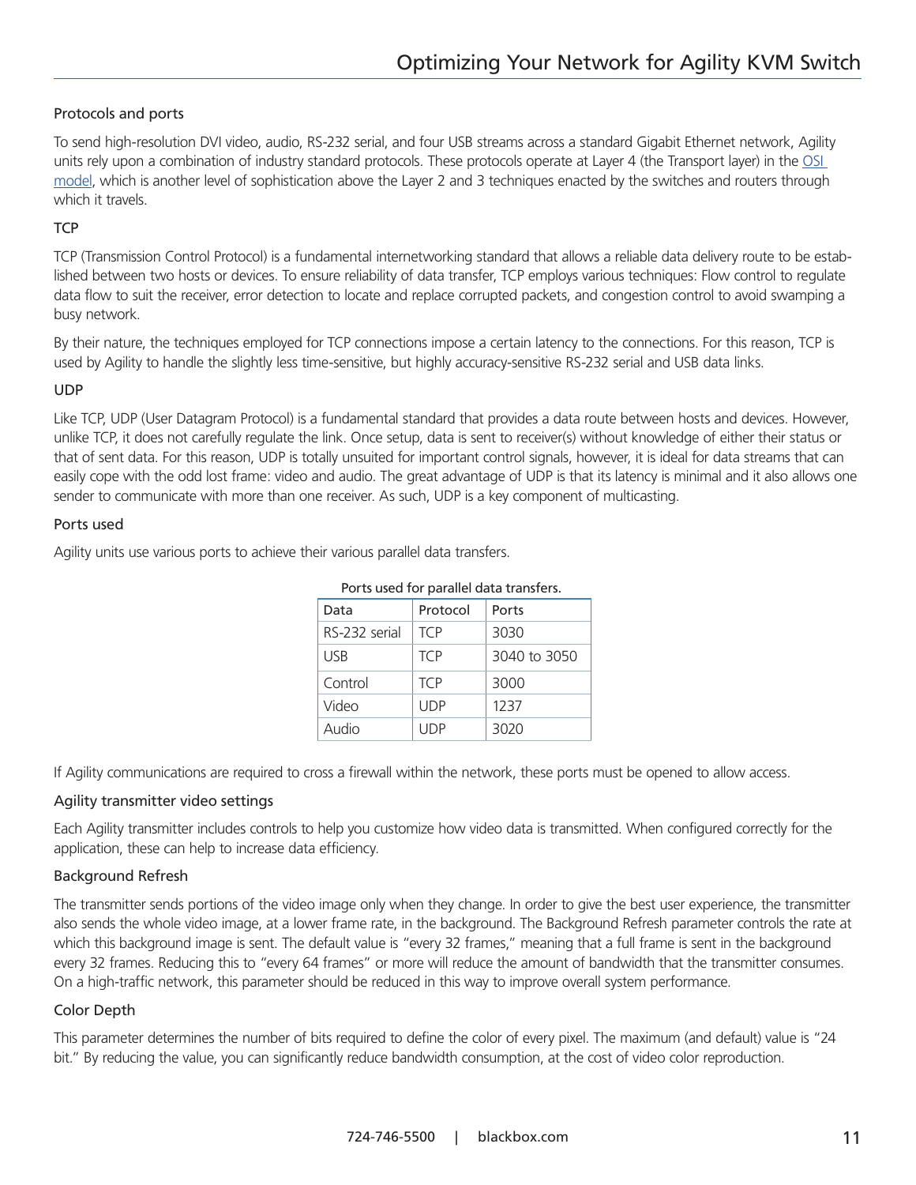## Protocols and ports

To send high-resolution DVI video, audio, RS-232 serial, and four USB streams across a standard Gigabit Ethernet network, Agility units rely upon a combination of industry standard protocols. These protocols operate at Layer 4 (the Transport layer) in the OSI model, which is another level of sophistication above the Layer 2 and 3 techniques enacted by the switches and routers through which it travels.

### TCP

TCP (Transmission Control Protocol) is a fundamental internetworking standard that allows a reliable data delivery route to be established between two hosts or devices. To ensure reliability of data transfer, TCP employs various techniques: Flow control to regulate data flow to suit the receiver, error detection to locate and replace corrupted packets, and congestion control to avoid swamping a busy network.

By their nature, the techniques employed for TCP connections impose a certain latency to the connections. For this reason, TCP is used by Agility to handle the slightly less time-sensitive, but highly accuracy-sensitive RS-232 serial and USB data links.

### UDP

Like TCP, UDP (User Datagram Protocol) is a fundamental standard that provides a data route between hosts and devices. However, unlike TCP, it does not carefully regulate the link. Once setup, data is sent to receiver(s) without knowledge of either their status or that of sent data. For this reason, UDP is totally unsuited for important control signals, however, it is ideal for data streams that can easily cope with the odd lost frame: video and audio. The great advantage of UDP is that its latency is minimal and it also allows one sender to communicate with more than one receiver. As such, UDP is a key component of multicasting.

### Ports used

Agility units use various ports to achieve their various parallel data transfers.

Ports used for parallel data transfers.

| Data | Protocol | Ports |
|---|---|---|
| RS-232 serial | TCP | 3030 |
| USB | TCP | 3040 to 3050 |
| Control | TCP | 3000 |
| Video | UDP | 1237 |
| Audio | UDP | 3020 |

If Agility communications are required to cross a firewall within the network, these ports must be opened to allow access.

## Agility transmitter video settings

Each Agility transmitter includes controls to help you customize how video data is transmitted. When configured correctly for the application, these can help to increase data efficiency.

### Background Refresh

The transmitter sends portions of the video image only when they change. In order to give the best user experience, the transmitter also sends the whole video image, at a lower frame rate, in the background. The Background Refresh parameter controls the rate at which this background image is sent. The default value is "every 32 frames," meaning that a full frame is sent in the background every 32 frames. Reducing this to "every 64 frames" or more will reduce the amount of bandwidth that the transmitter consumes. On a high-traffic network, this parameter should be reduced in this way to improve overall system performance.

### Color Depth

This parameter determines the number of bits required to define the color of every pixel. The maximum (and default) value is "24 bit." By reducing the value, you can significantly reduce bandwidth consumption, at the cost of video color reproduction.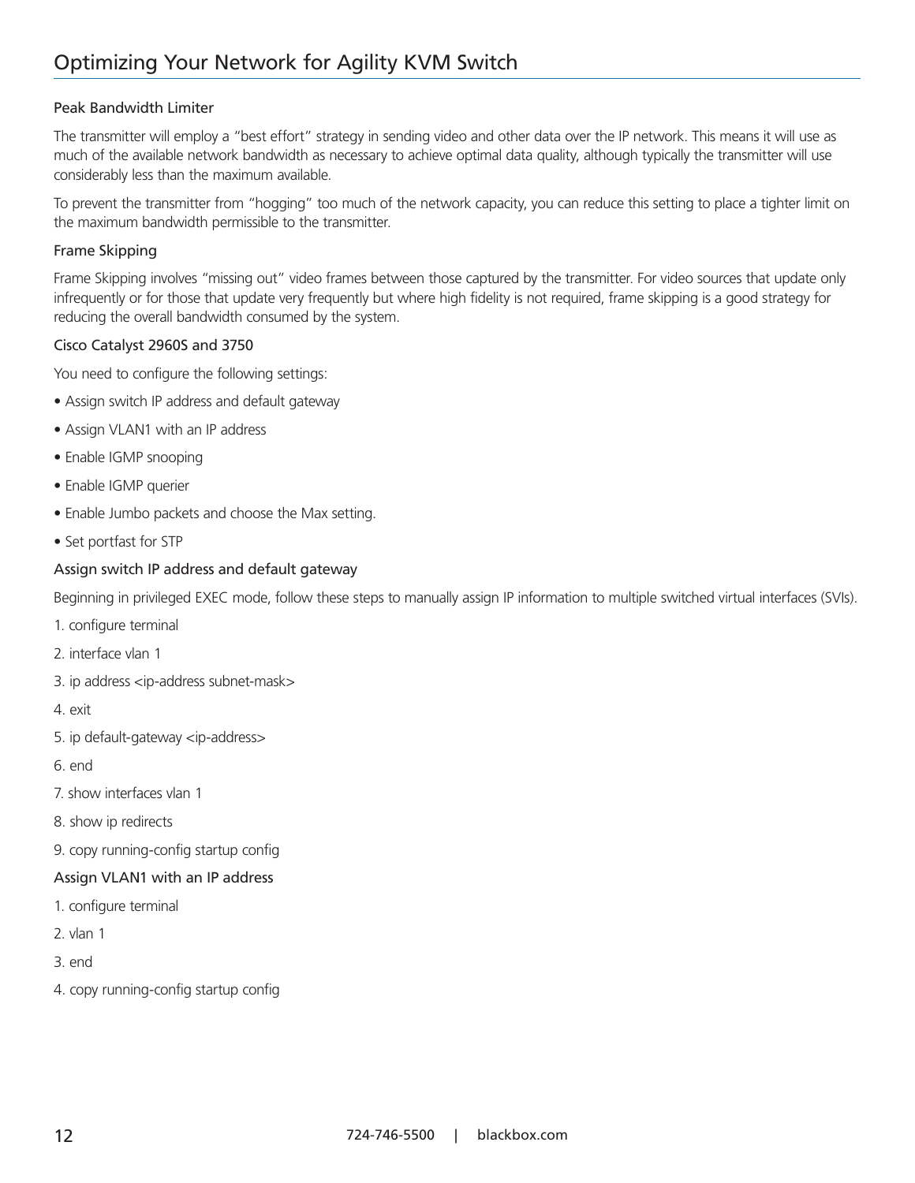## Peak Bandwidth Limiter

The transmitter will employ a "best effort" strategy in sending video and other data over the IP network. This means it will use as much of the available network bandwidth as necessary to achieve optimal data quality, although typically the transmitter will use considerably less than the maximum available.

To prevent the transmitter from "hogging" too much of the network capacity, you can reduce this setting to place a tighter limit on the maximum bandwidth permissible to the transmitter.

## Frame Skipping

Frame Skipping involves "missing out" video frames between those captured by the transmitter. For video sources that update only infrequently or for those that update very frequently but where high fidelity is not required, frame skipping is a good strategy for reducing the overall bandwidth consumed by the system.

## Cisco Catalyst 2960S and 3750

You need to configure the following settings:

- Assign switch IP address and default gateway
- Assign VLAN1 with an IP address
- Enable IGMP snooping
- Enable IGMP querier
- Enable Jumbo packets and choose the Max setting.
- Set portfast for STP

## Assign switch IP address and default gateway

Beginning in privileged EXEC mode, follow these steps to manually assign IP information to multiple switched virtual interfaces (SVIs).

1. configure terminal
2. interface vlan 1
3. ip address <ip-address subnet-mask>
4. exit
5. ip default-gateway <ip-address>
6. end
7. show interfaces vlan 1
8. show ip redirects
9. copy running-config startup config

## Assign VLAN1 with an IP address

1. configure terminal
2. vlan 1
3. end
4. copy running-config startup config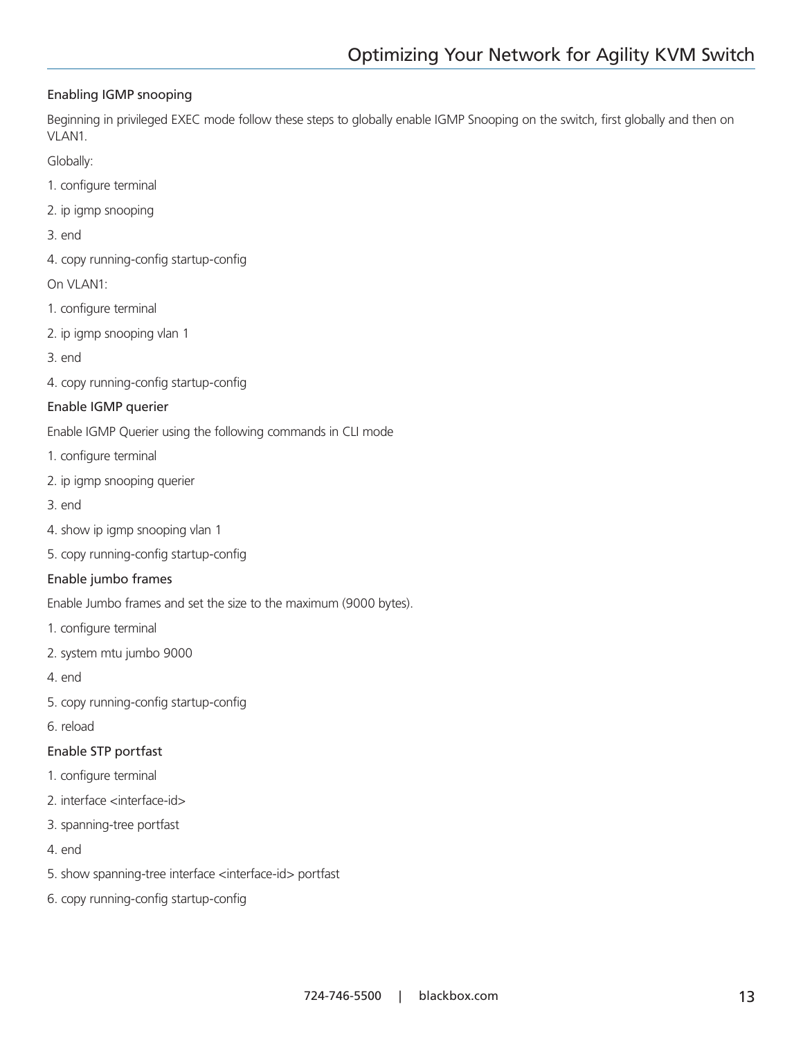### Enabling IGMP snooping

Beginning in privileged EXEC mode follow these steps to globally enable IGMP Snooping on the switch, first globally and then on VLAN1.

Globally:

1. configure terminal
2. ip igmp snooping
3. end
4. copy running-config startup-config

On VLAN1:

1. configure terminal
2. ip igmp snooping vlan 1
3. end
4. copy running-config startup-config

### Enable IGMP querier

Enable IGMP Querier using the following commands in CLI mode

1. configure terminal
2. ip igmp snooping querier
3. end
4. show ip igmp snooping vlan 1
5. copy running-config startup-config

### Enable jumbo frames

Enable Jumbo frames and set the size to the maximum (9000 bytes).

1\. configure terminal

2\. system mtu jumbo 9000

4\. end

5\. copy running-config startup-config

6\. reload

### Enable STP portfast

1. configure terminal
2. interface <interface-id>
3. spanning-tree portfast
4. end
5. show spanning-tree interface <interface-id> portfast
6. copy running-config startup-config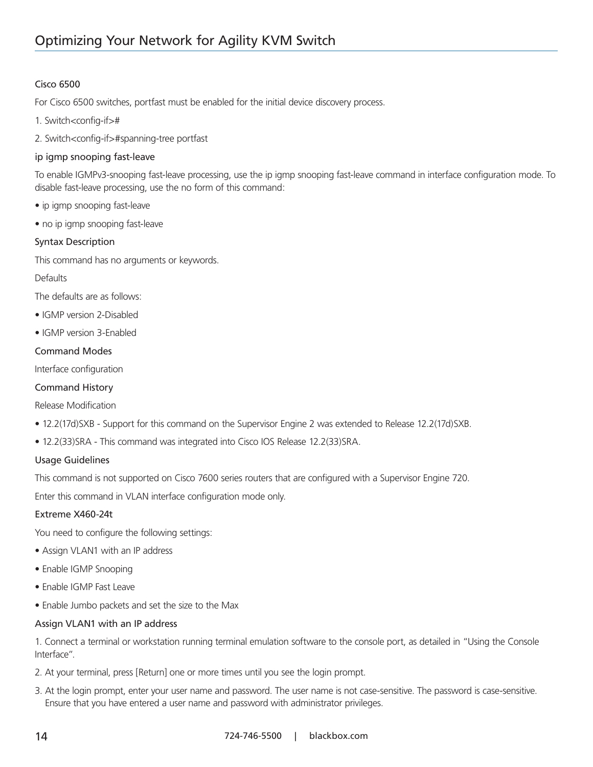### Cisco 6500

For Cisco 6500 switches, portfast must be enabled for the initial device discovery process.

1. Switch<config-if>#
2. Switch<config-if>#spanning-tree portfast

### ip igmp snooping fast-leave

To enable IGMPv3-snooping fast-leave processing, use the ip igmp snooping fast-leave command in interface configuration mode. To disable fast-leave processing, use the no form of this command:

- ip igmp snooping fast-leave
- no ip igmp snooping fast-leave

### Syntax Description

This command has no arguments or keywords.

Defaults

The defaults are as follows:

- IGMP version 2-Disabled
- IGMP version 3-Enabled

### Command Modes

Interface configuration

### Command History

Release Modification

- 12.2(17d)SXB - Support for this command on the Supervisor Engine 2 was extended to Release 12.2(17d)SXB.
- 12.2(33)SRA - This command was integrated into Cisco IOS Release 12.2(33)SRA.

### Usage Guidelines

This command is not supported on Cisco 7600 series routers that are configured with a Supervisor Engine 720.

Enter this command in VLAN interface configuration mode only.

### Extreme X460-24t

You need to configure the following settings:

- Assign VLAN1 with an IP address
- Enable IGMP Snooping
- Enable IGMP Fast Leave
- Enable Jumbo packets and set the size to the Max

### Assign VLAN1 with an IP address

1. Connect a terminal or workstation running terminal emulation software to the console port, as detailed in "Using the Console Interface".
2. At your terminal, press [Return] one or more times until you see the login prompt.
3. At the login prompt, enter your user name and password. The user name is not case-sensitive. The password is case-sensitive. Ensure that you have entered a user name and password with administrator privileges.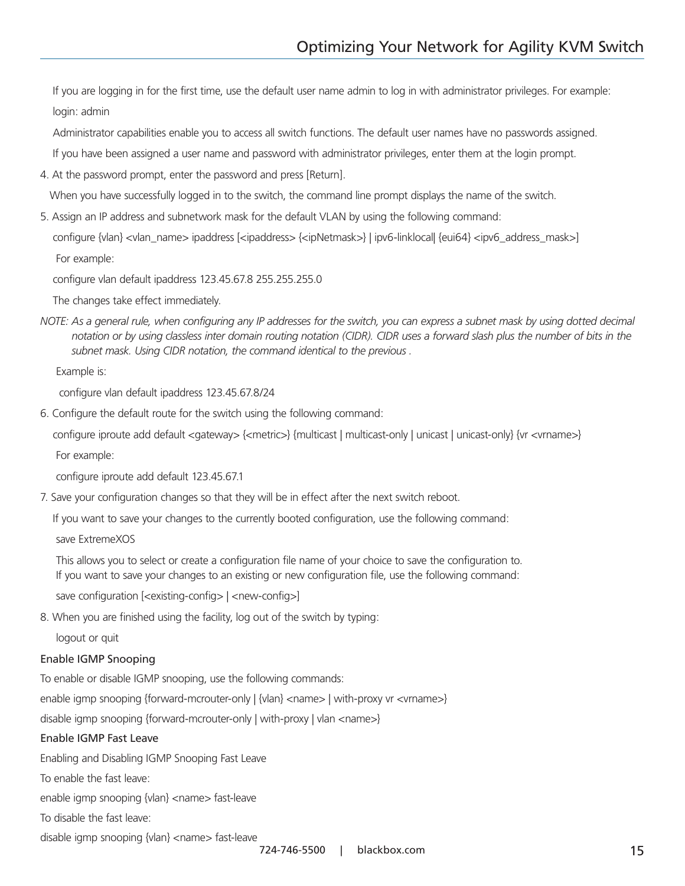If you are logging in for the first time, use the default user name admin to log in with administrator privileges. For example:

login: admin

Administrator capabilities enable you to access all switch functions. The default user names have no passwords assigned.

If you have been assigned a user name and password with administrator privileges, enter them at the login prompt.

4. At the password prompt, enter the password and press [Return].

   When you have successfully logged in to the switch, the command line prompt displays the name of the switch.

5. Assign an IP address and subnetwork mask for the default VLAN by using the following command:

   configure {vlan} <vlan_name> ipaddress [<ipaddress> {<ipNetmask>} | ipv6-linklocal| {eui64} <ipv6_address_mask>]

   For example:

   configure vlan default ipaddress 123.45.67.8 255.255.255.0

   The changes take effect immediately.

*NOTE: As a general rule, when configuring any IP addresses for the switch, you can express a subnet mask by using dotted decimal notation or by using classless inter domain routing notation (CIDR). CIDR uses a forward slash plus the number of bits in the subnet mask. Using CIDR notation, the command identical to the previous .*

   Example is:

   configure vlan default ipaddress 123.45.67.8/24

6. Configure the default route for the switch using the following command:

   configure iproute add default <gateway> {<metric>} {multicast | multicast-only | unicast | unicast-only} {vr <vrname>}

   For example:

   configure iproute add default 123.45.67.1

7. Save your configuration changes so that they will be in effect after the next switch reboot.

   If you want to save your changes to the currently booted configuration, use the following command:

   save ExtremeXOS

   This allows you to select or create a configuration file name of your choice to save the configuration to.
   If you want to save your changes to an existing or new configuration file, use the following command:

   save configuration [<existing-config> | <new-config>]

8. When you are finished using the facility, log out of the switch by typing:

   logout or quit

### Enable IGMP Snooping

To enable or disable IGMP snooping, use the following commands:

enable igmp snooping {forward-mcrouter-only | {vlan} <name> | with-proxy vr <vrname>}

disable igmp snooping {forward-mcrouter-only | with-proxy | vlan <name>}

### Enable IGMP Fast Leave

Enabling and Disabling IGMP Snooping Fast Leave

To enable the fast leave:

enable igmp snooping {vlan} <name> fast-leave

To disable the fast leave:

disable igmp snooping {vlan} <name> fast-leave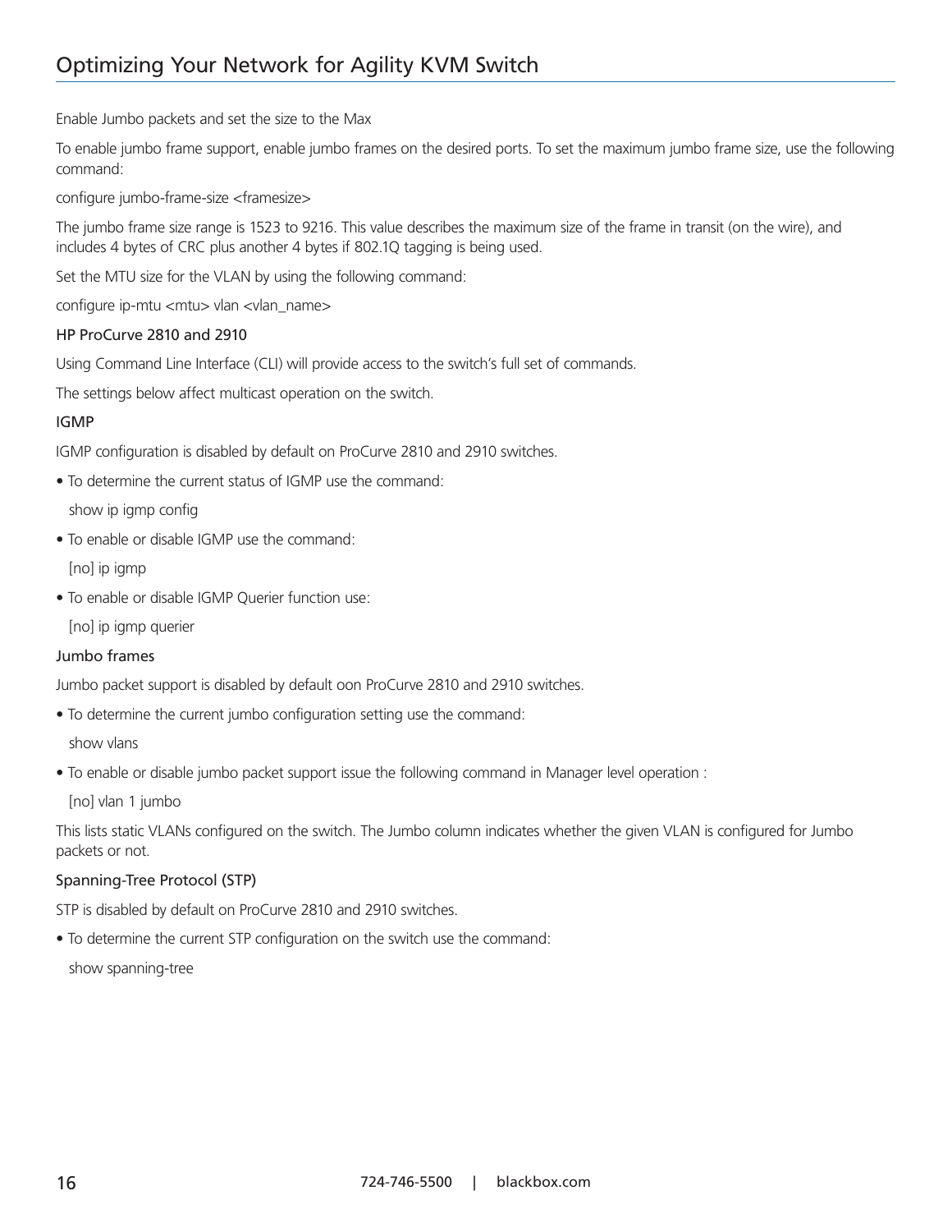Enable Jumbo packets and set the size to the Max

To enable jumbo frame support, enable jumbo frames on the desired ports. To set the maximum jumbo frame size, use the following command:

configure jumbo-frame-size <framesize>

The jumbo frame size range is 1523 to 9216. This value describes the maximum size of the frame in transit (on the wire), and includes 4 bytes of CRC plus another 4 bytes if 802.1Q tagging is being used.

Set the MTU size for the VLAN by using the following command:

configure ip-mtu <mtu> vlan <vlan_name>

### HP ProCurve 2810 and 2910

Using Command Line Interface (CLI) will provide access to the switch's full set of commands.

The settings below affect multicast operation on the switch.

#### IGMP

IGMP configuration is disabled by default on ProCurve 2810 and 2910 switches.

- To determine the current status of IGMP use the command:

  show ip igmp config

- To enable or disable IGMP use the command:

  [no] ip igmp

- To enable or disable IGMP Querier function use:

  [no] ip igmp querier

#### Jumbo frames

Jumbo packet support is disabled by default oon ProCurve 2810 and 2910 switches.

- To determine the current jumbo configuration setting use the command:

  show vlans

- To enable or disable jumbo packet support issue the following command in Manager level operation :

  [no] vlan 1 jumbo

This lists static VLANs configured on the switch. The Jumbo column indicates whether the given VLAN is configured for Jumbo packets or not.

#### Spanning-Tree Protocol (STP)

STP is disabled by default on ProCurve 2810 and 2910 switches.

- To determine the current STP configuration on the switch use the command:

  show spanning-tree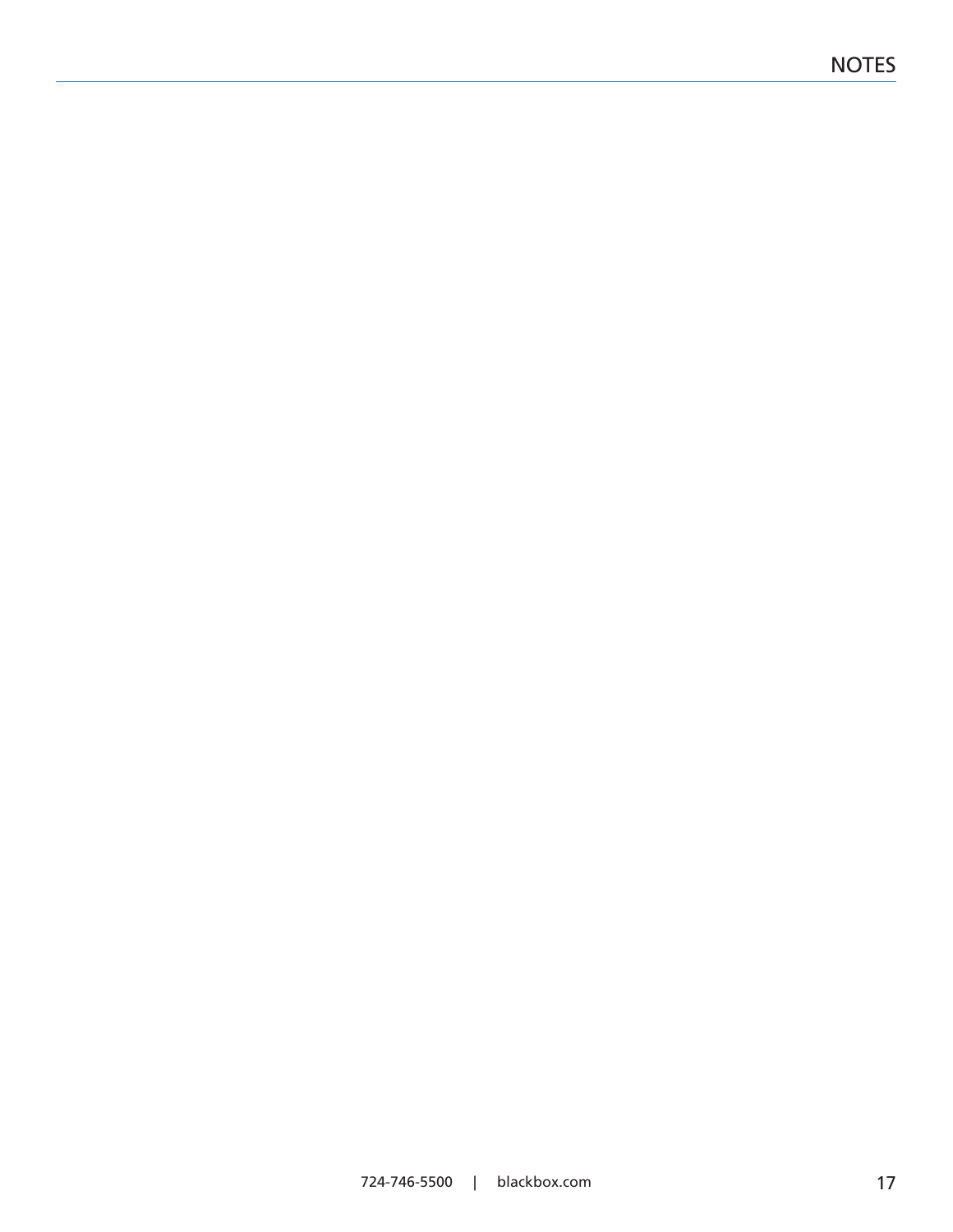# NOTES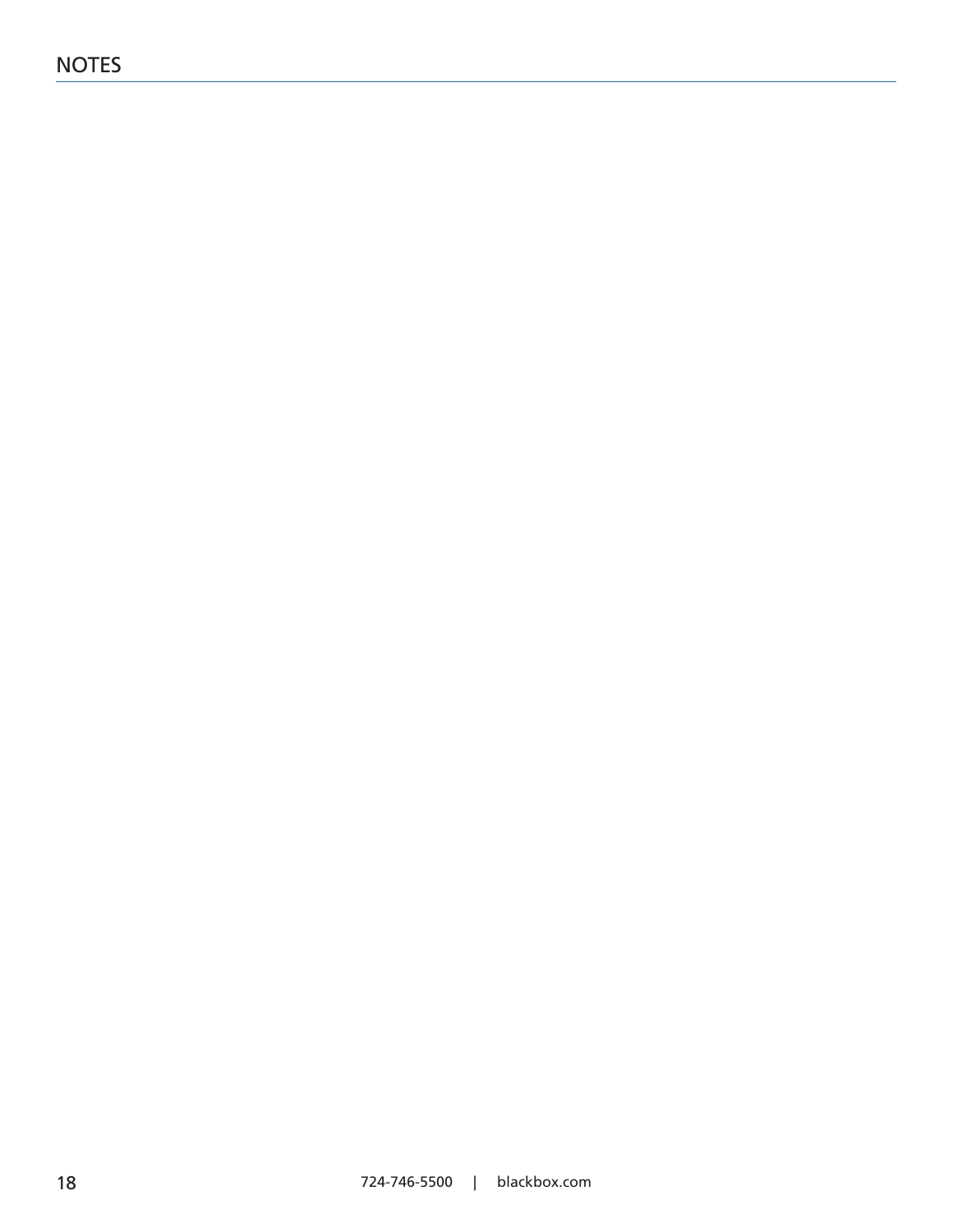# NOTES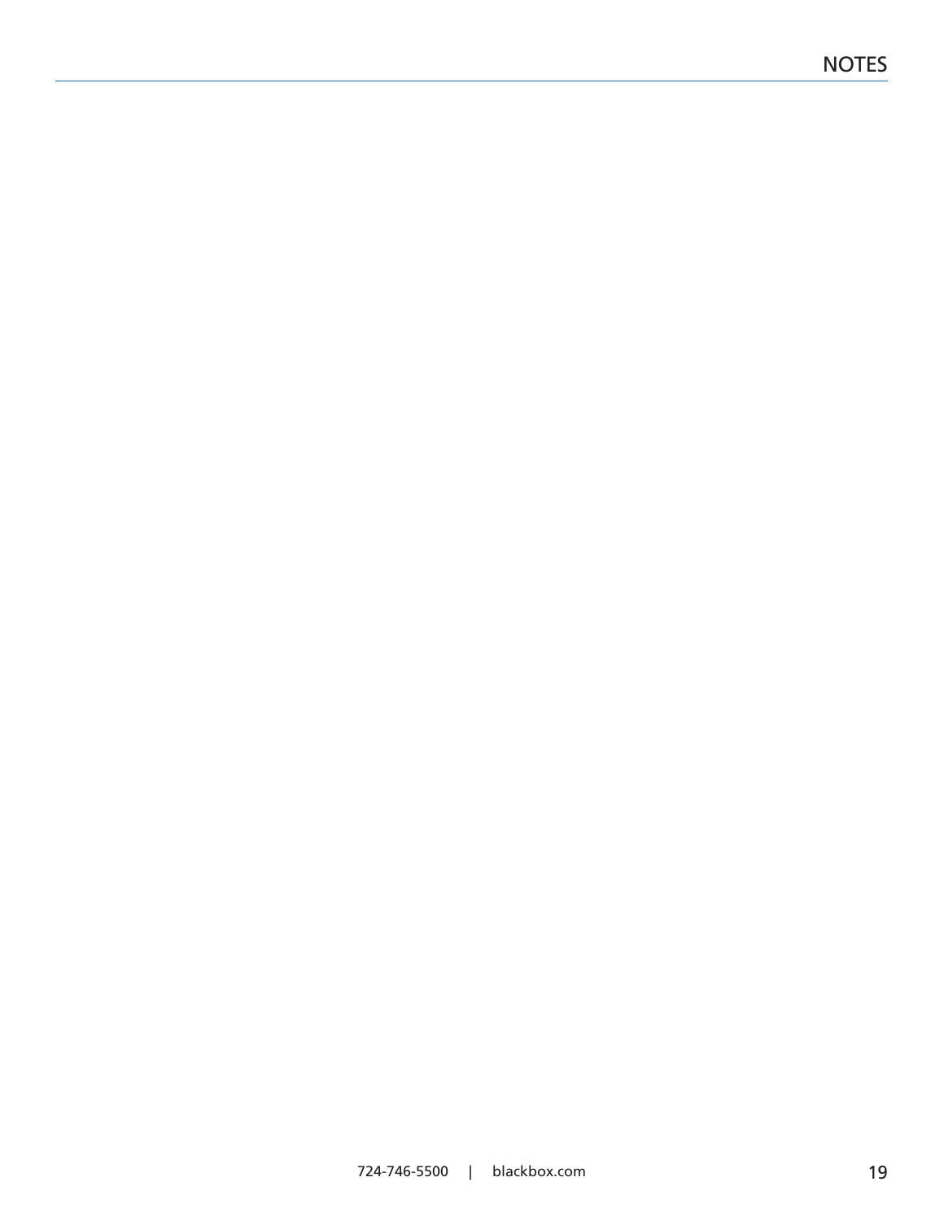# NOTES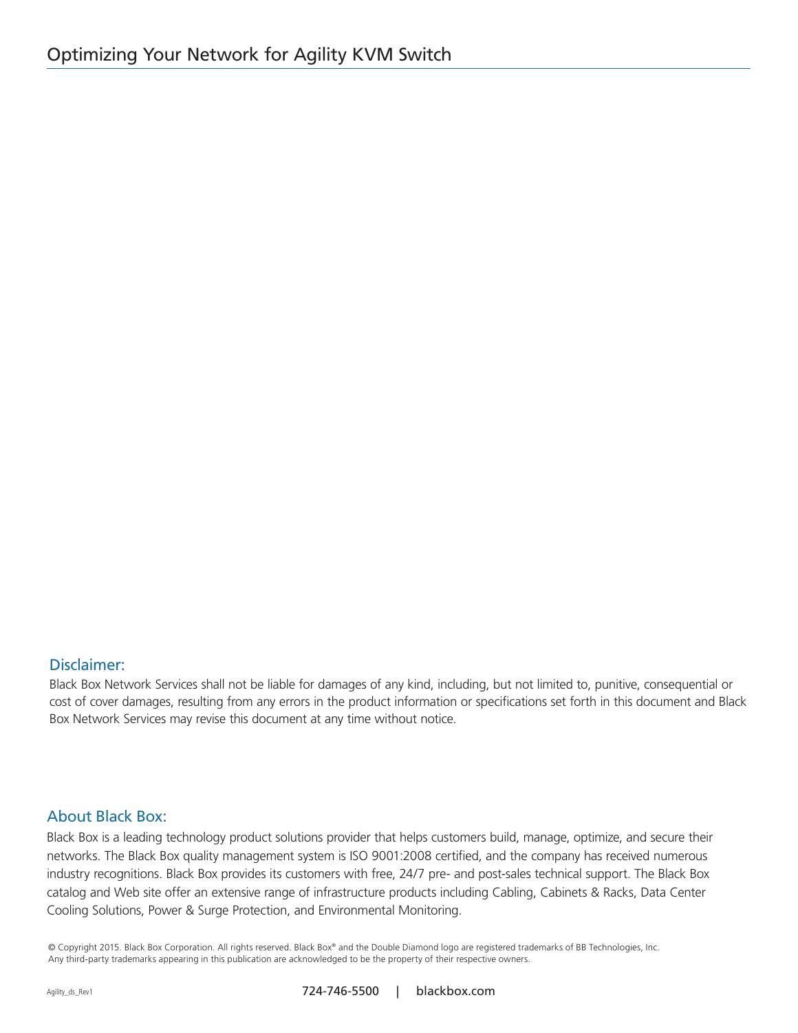## Disclaimer:

Black Box Network Services shall not be liable for damages of any kind, including, but not limited to, punitive, consequential or cost of cover damages, resulting from any errors in the product information or specifications set forth in this document and Black Box Network Services may revise this document at any time without notice.

## About Black Box:

Black Box is a leading technology product solutions provider that helps customers build, manage, optimize, and secure their networks. The Black Box quality management system is ISO 9001:2008 certified, and the company has received numerous industry recognitions. Black Box provides its customers with free, 24/7 pre- and post-sales technical support. The Black Box catalog and Web site offer an extensive range of infrastructure products including Cabling, Cabinets & Racks, Data Center Cooling Solutions, Power & Surge Protection, and Environmental Monitoring.

© Copyright 2015. Black Box Corporation. All rights reserved. Black Box® and the Double Diamond logo are registered trademarks of BB Technologies, Inc. Any third-party trademarks appearing in this publication are acknowledged to be the property of their respective owners.

Agility_ds_Rev1

724-746-5500 | blackbox.com